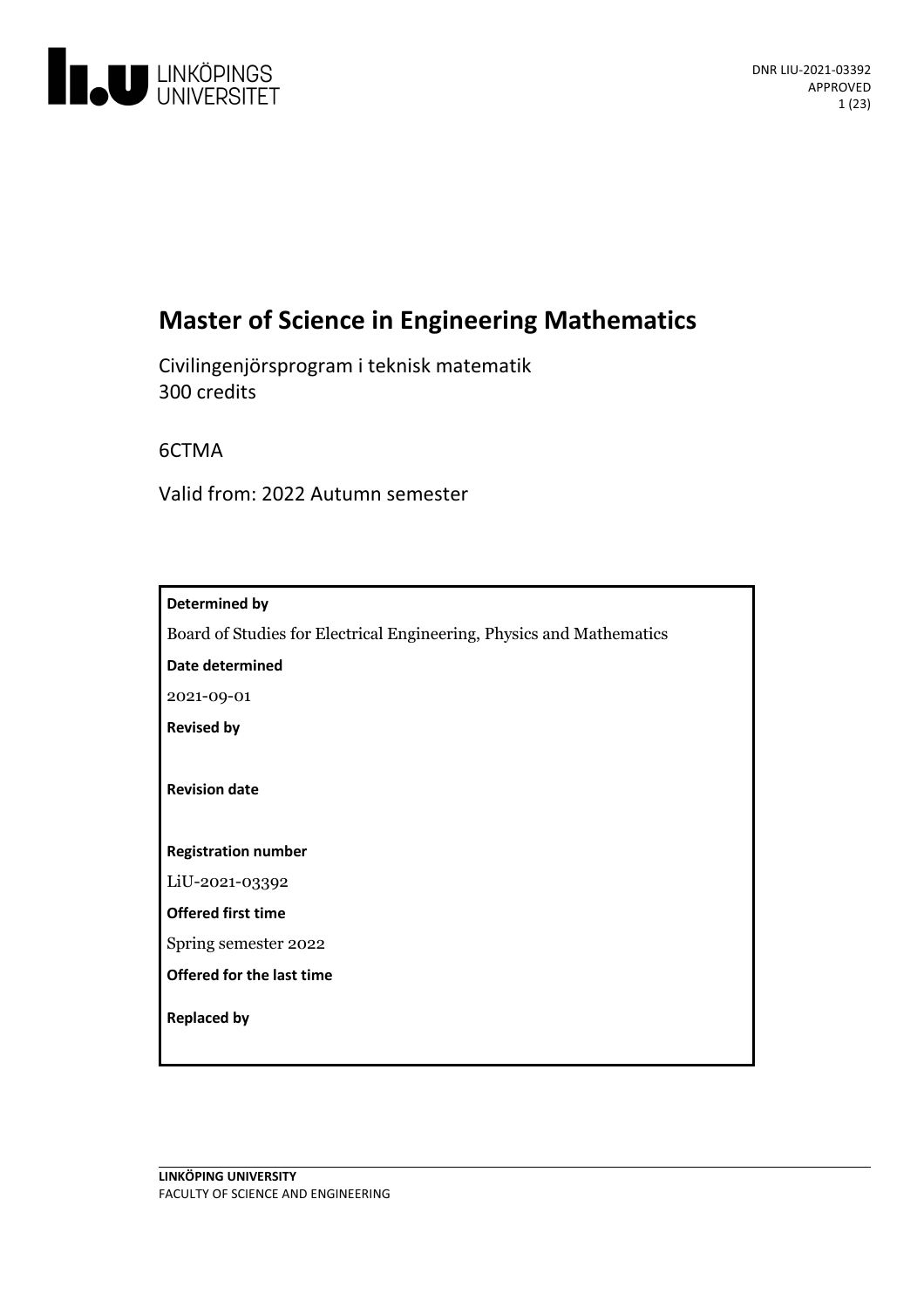DNR LIU-2021-03392
APPROVED

# Master of Science in Engineering Mathematics

Civilingenjörsprogram i teknisk matematik
300 credits

6CTMA

Valid from: 2022 Autumn semester

**Determined by**

Board of Studies for Electrical Engineering, Physics and Mathematics

**Date determined**

2021-09-01

**Revised by**

**Revision date**

**Registration number**

LiU-2021-03392

**Offered first time**

Spring semester 2022

**Offered for the last time**

**Replaced by**

**LINKÖPING UNIVERSITY**
FACULTY OF SCIENCE AND ENGINEERING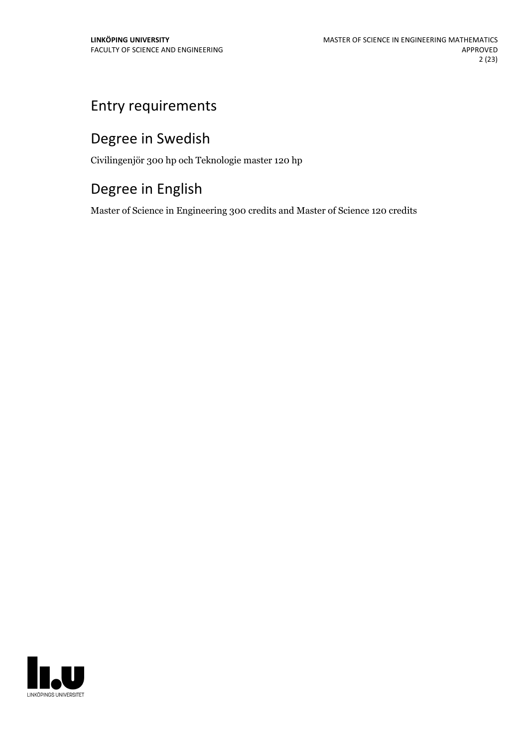## Entry requirements

## Degree in Swedish

Civilingenjör 300 hp och Teknologie master 120 hp

## Degree in English

Master of Science in Engineering 300 credits and Master of Science 120 credits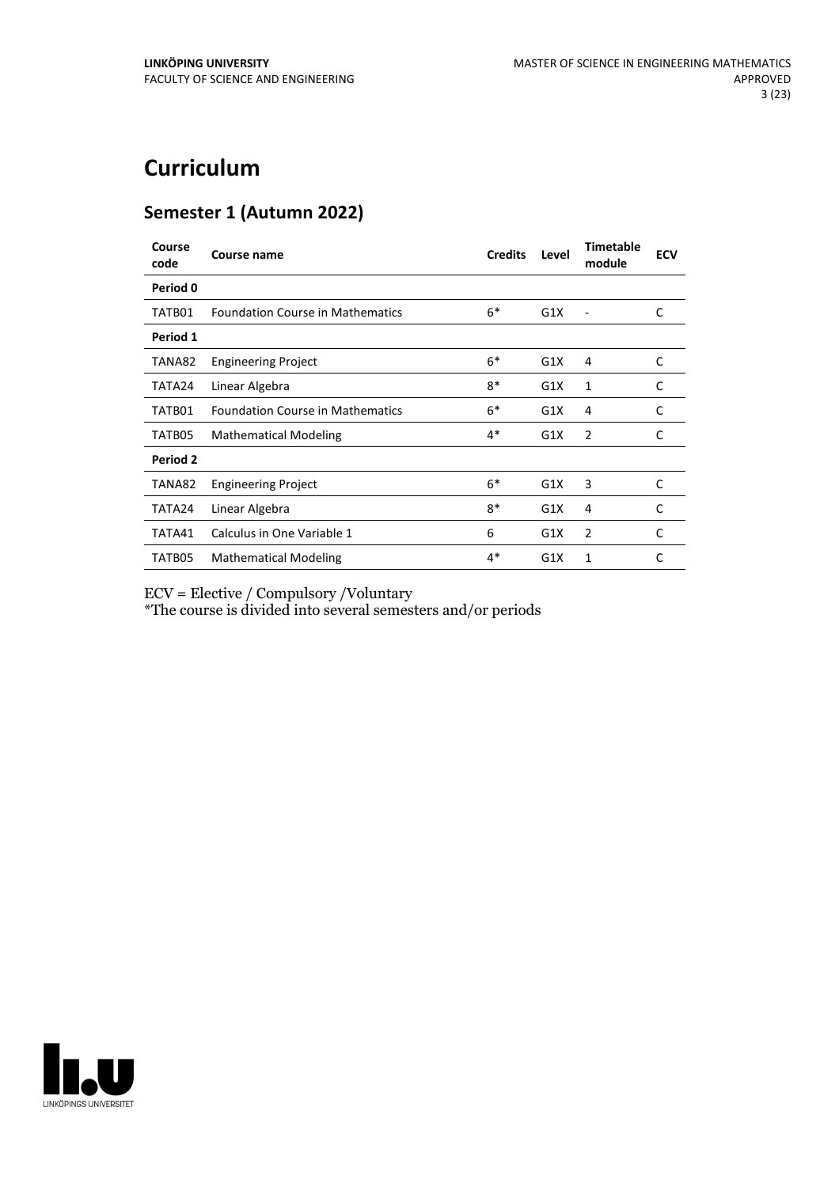# Curriculum

## Semester 1 (Autumn 2022)

| Course code | Course name | Credits | Level | Timetable module | ECV |
|---|---|---|---|---|---|
| **Period 0** | | | | | |
| TATB01 | Foundation Course in Mathematics | 6* | G1X | - | C |
| **Period 1** | | | | | |
| TANA82 | Engineering Project | 6* | G1X | 4 | C |
| TATA24 | Linear Algebra | 8* | G1X | 1 | C |
| TATB01 | Foundation Course in Mathematics | 6* | G1X | 4 | C |
| TATB05 | Mathematical Modeling | 4* | G1X | 2 | C |
| **Period 2** | | | | | |
| TANA82 | Engineering Project | 6* | G1X | 3 | C |
| TATA24 | Linear Algebra | 8* | G1X | 4 | C |
| TATA41 | Calculus in One Variable 1 | 6 | G1X | 2 | C |
| TATB05 | Mathematical Modeling | 4* | G1X | 1 | C |

ECV = Elective / Compulsory /Voluntary
*The course is divided into several semesters and/or periods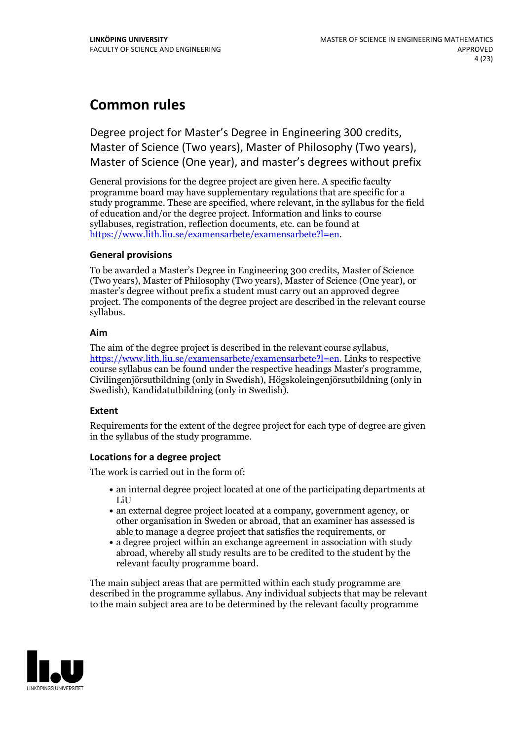# Common rules

## Degree project for Master's Degree in Engineering 300 credits, Master of Science (Two years), Master of Philosophy (Two years), Master of Science (One year), and master's degrees without prefix

General provisions for the degree project are given here. A specific faculty programme board may have supplementary regulations that are specific for a study programme. These are specified, where relevant, in the syllabus for the field of education and/or the degree project. Information and links to course syllabuses, registration, reflection documents, etc. can be found at https://www.lith.liu.se/examensarbete/examensarbete?l=en.

### General provisions

To be awarded a Master's Degree in Engineering 300 credits, Master of Science (Two years), Master of Philosophy (Two years), Master of Science (One year), or master's degree without prefix a student must carry out an approved degree project. The components of the degree project are described in the relevant course syllabus.

### Aim

The aim of the degree project is described in the relevant course syllabus, https://www.lith.liu.se/examensarbete/examensarbete?l=en. Links to respective course syllabus can be found under the respective headings Master's programme, Civilingenjörsutbildning (only in Swedish), Högskoleingenjörsutbildning (only in Swedish), Kandidatutbildning (only in Swedish).

### Extent

Requirements for the extent of the degree project for each type of degree are given in the syllabus of the study programme.

### Locations for a degree project

The work is carried out in the form of:

- an internal degree project located at one of the participating departments at LiU
- an external degree project located at a company, government agency, or other organisation in Sweden or abroad, that an examiner has assessed is able to manage a degree project that satisfies the requirements, or
- a degree project within an exchange agreement in association with study abroad, whereby all study results are to be credited to the student by the relevant faculty programme board.

The main subject areas that are permitted within each study programme are described in the programme syllabus. Any individual subjects that may be relevant to the main subject area are to be determined by the relevant faculty programme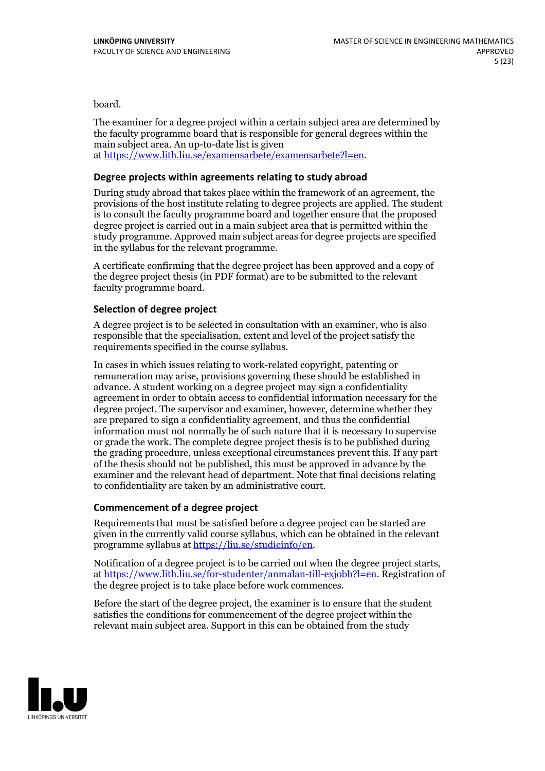board.

The examiner for a degree project within a certain subject area are determined by the faculty programme board that is responsible for general degrees within the main subject area. An up-to-date list is given at https://www.lith.liu.se/examensarbete/examensarbete?l=en.

### Degree projects within agreements relating to study abroad

During study abroad that takes place within the framework of an agreement, the provisions of the host institute relating to degree projects are applied. The student is to consult the faculty programme board and together ensure that the proposed degree project is carried out in a main subject area that is permitted within the study programme. Approved main subject areas for degree projects are specified in the syllabus for the relevant programme.

A certificate confirming that the degree project has been approved and a copy of the degree project thesis (in PDF format) are to be submitted to the relevant faculty programme board.

### Selection of degree project

A degree project is to be selected in consultation with an examiner, who is also responsible that the specialisation, extent and level of the project satisfy the requirements specified in the course syllabus.

In cases in which issues relating to work-related copyright, patenting or remuneration may arise, provisions governing these should be established in advance. A student working on a degree project may sign a confidentiality agreement in order to obtain access to confidential information necessary for the degree project. The supervisor and examiner, however, determine whether they are prepared to sign a confidentiality agreement, and thus the confidential information must not normally be of such nature that it is necessary to supervise or grade the work. The complete degree project thesis is to be published during the grading procedure, unless exceptional circumstances prevent this. If any part of the thesis should not be published, this must be approved in advance by the examiner and the relevant head of department. Note that final decisions relating to confidentiality are taken by an administrative court.

### Commencement of a degree project

Requirements that must be satisfied before a degree project can be started are given in the currently valid course syllabus, which can be obtained in the relevant programme syllabus at https://liu.se/studieinfo/en.

Notification of a degree project is to be carried out when the degree project starts, at https://www.lith.liu.se/for-studenter/anmalan-till-exjobb?l=en. Registration of the degree project is to take place before work commences.

Before the start of the degree project, the examiner is to ensure that the student satisfies the conditions for commencement of the degree project within the relevant main subject area. Support in this can be obtained from the study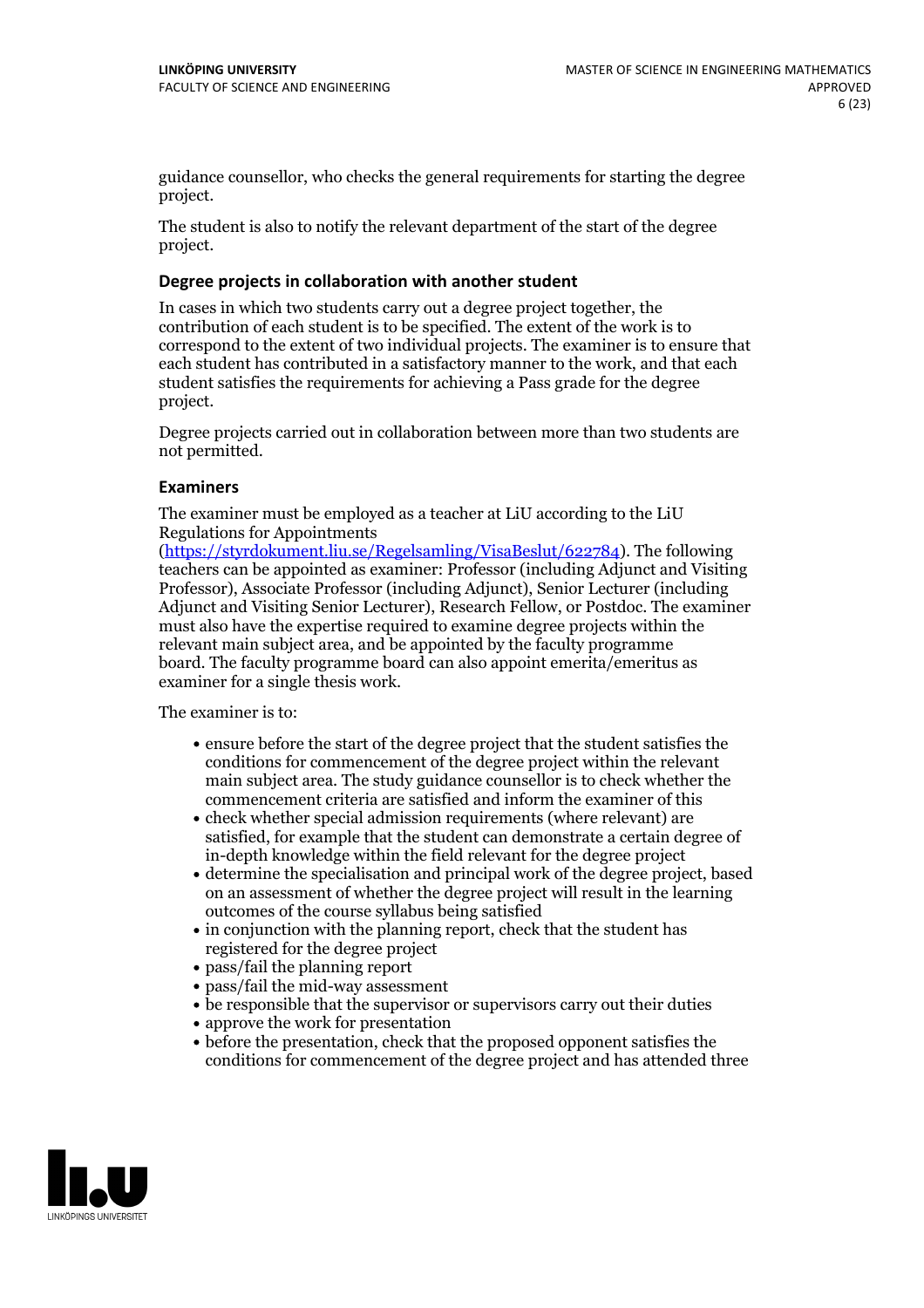guidance counsellor, who checks the general requirements for starting the degree project.

The student is also to notify the relevant department of the start of the degree project.

### Degree projects in collaboration with another student

In cases in which two students carry out a degree project together, the contribution of each student is to be specified. The extent of the work is to correspond to the extent of two individual projects. The examiner is to ensure that each student has contributed in a satisfactory manner to the work, and that each student satisfies the requirements for achieving a Pass grade for the degree project.

Degree projects carried out in collaboration between more than two students are not permitted.

### Examiners

The examiner must be employed as a teacher at LiU according to the LiU Regulations for Appointments (https://styrdokument.liu.se/Regelsamling/VisaBeslut/622784). The following teachers can be appointed as examiner: Professor (including Adjunct and Visiting Professor), Associate Professor (including Adjunct), Senior Lecturer (including Adjunct and Visiting Senior Lecturer), Research Fellow, or Postdoc. The examiner must also have the expertise required to examine degree projects within the relevant main subject area, and be appointed by the faculty programme board. The faculty programme board can also appoint emerita/emeritus as examiner for a single thesis work.

The examiner is to:

- ensure before the start of the degree project that the student satisfies the conditions for commencement of the degree project within the relevant main subject area. The study guidance counsellor is to check whether the commencement criteria are satisfied and inform the examiner of this
- check whether special admission requirements (where relevant) are satisfied, for example that the student can demonstrate a certain degree of in-depth knowledge within the field relevant for the degree project
- determine the specialisation and principal work of the degree project, based on an assessment of whether the degree project will result in the learning outcomes of the course syllabus being satisfied
- in conjunction with the planning report, check that the student has registered for the degree project
- pass/fail the planning report
- pass/fail the mid-way assessment
- be responsible that the supervisor or supervisors carry out their duties
- approve the work for presentation
- before the presentation, check that the proposed opponent satisfies the conditions for commencement of the degree project and has attended three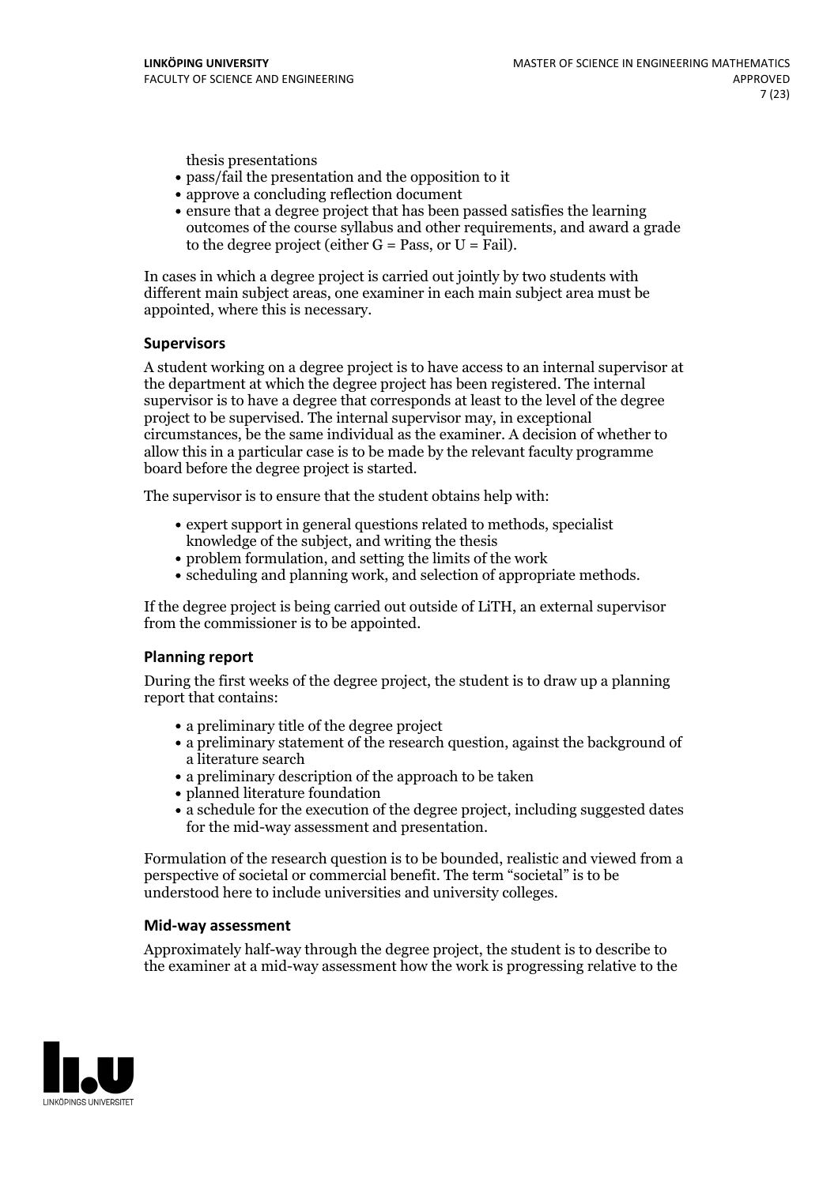thesis presentations

- pass/fail the presentation and the opposition to it
- approve a concluding reflection document
- ensure that a degree project that has been passed satisfies the learning outcomes of the course syllabus and other requirements, and award a grade to the degree project (either G = Pass, or U = Fail).

In cases in which a degree project is carried out jointly by two students with different main subject areas, one examiner in each main subject area must be appointed, where this is necessary.

### Supervisors

A student working on a degree project is to have access to an internal supervisor at the department at which the degree project has been registered. The internal supervisor is to have a degree that corresponds at least to the level of the degree project to be supervised. The internal supervisor may, in exceptional circumstances, be the same individual as the examiner. A decision of whether to allow this in a particular case is to be made by the relevant faculty programme board before the degree project is started.

The supervisor is to ensure that the student obtains help with:

- expert support in general questions related to methods, specialist knowledge of the subject, and writing the thesis
- problem formulation, and setting the limits of the work
- scheduling and planning work, and selection of appropriate methods.

If the degree project is being carried out outside of LiTH, an external supervisor from the commissioner is to be appointed.

### Planning report

During the first weeks of the degree project, the student is to draw up a planning report that contains:

- a preliminary title of the degree project
- a preliminary statement of the research question, against the background of a literature search
- a preliminary description of the approach to be taken
- planned literature foundation
- a schedule for the execution of the degree project, including suggested dates for the mid-way assessment and presentation.

Formulation of the research question is to be bounded, realistic and viewed from a perspective of societal or commercial benefit. The term "societal" is to be understood here to include universities and university colleges.

### Mid-way assessment

Approximately half-way through the degree project, the student is to describe to the examiner at a mid-way assessment how the work is progressing relative to the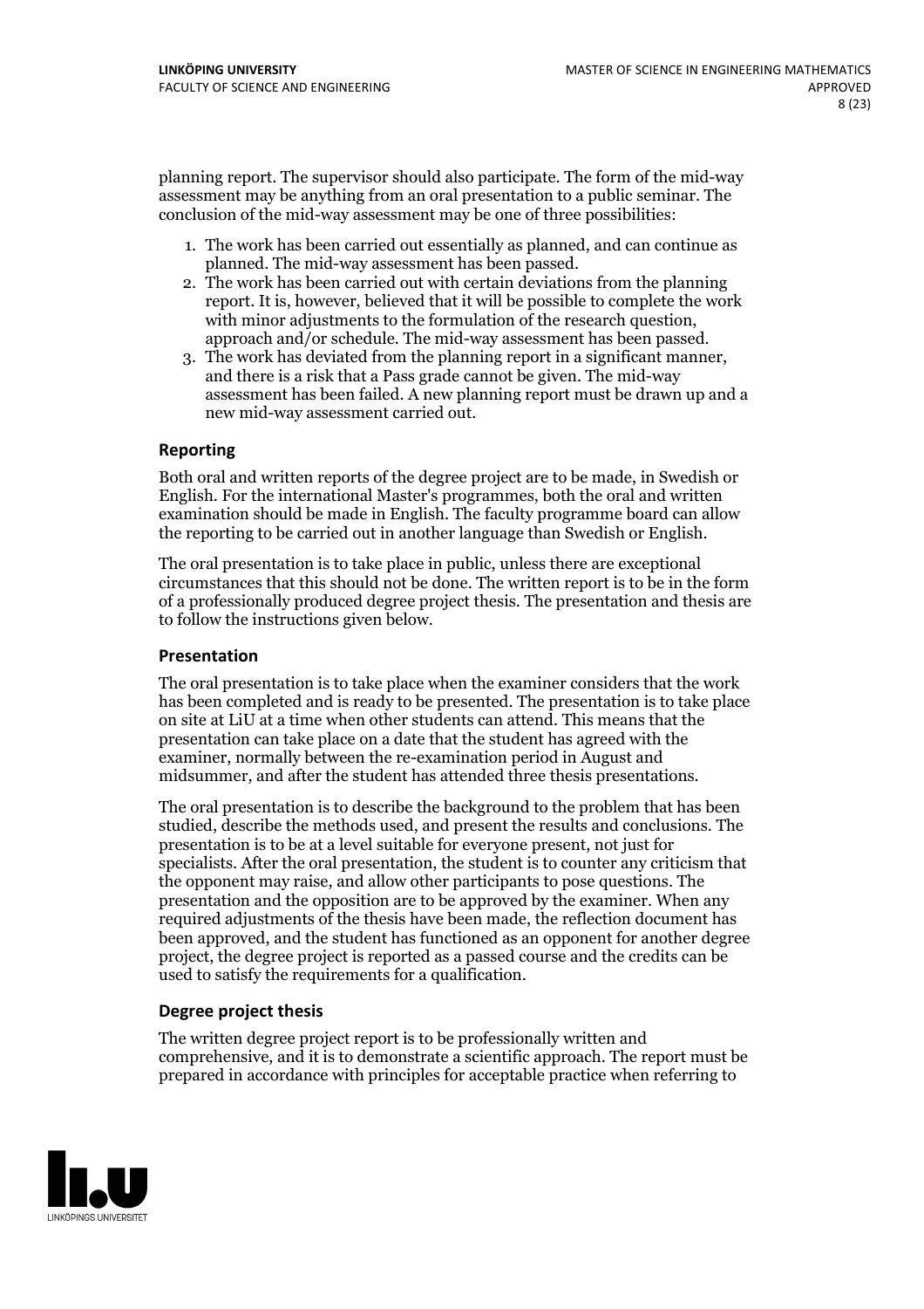planning report. The supervisor should also participate. The form of the mid-way assessment may be anything from an oral presentation to a public seminar. The conclusion of the mid-way assessment may be one of three possibilities:

1. The work has been carried out essentially as planned, and can continue as planned. The mid-way assessment has been passed.
2. The work has been carried out with certain deviations from the planning report. It is, however, believed that it will be possible to complete the work with minor adjustments to the formulation of the research question, approach and/or schedule. The mid-way assessment has been passed.
3. The work has deviated from the planning report in a significant manner, and there is a risk that a Pass grade cannot be given. The mid-way assessment has been failed. A new planning report must be drawn up and a new mid-way assessment carried out.

### Reporting

Both oral and written reports of the degree project are to be made, in Swedish or English. For the international Master's programmes, both the oral and written examination should be made in English. The faculty programme board can allow the reporting to be carried out in another language than Swedish or English.

The oral presentation is to take place in public, unless there are exceptional circumstances that this should not be done. The written report is to be in the form of a professionally produced degree project thesis. The presentation and thesis are to follow the instructions given below.

### Presentation

The oral presentation is to take place when the examiner considers that the work has been completed and is ready to be presented. The presentation is to take place on site at LiU at a time when other students can attend. This means that the presentation can take place on a date that the student has agreed with the examiner, normally between the re-examination period in August and midsummer, and after the student has attended three thesis presentations.

The oral presentation is to describe the background to the problem that has been studied, describe the methods used, and present the results and conclusions. The presentation is to be at a level suitable for everyone present, not just for specialists. After the oral presentation, the student is to counter any criticism that the opponent may raise, and allow other participants to pose questions. The presentation and the opposition are to be approved by the examiner. When any required adjustments of the thesis have been made, the reflection document has been approved, and the student has functioned as an opponent for another degree project, the degree project is reported as a passed course and the credits can be used to satisfy the requirements for a qualification.

### Degree project thesis

The written degree project report is to be professionally written and comprehensive, and it is to demonstrate a scientific approach. The report must be prepared in accordance with principles for acceptable practice when referring to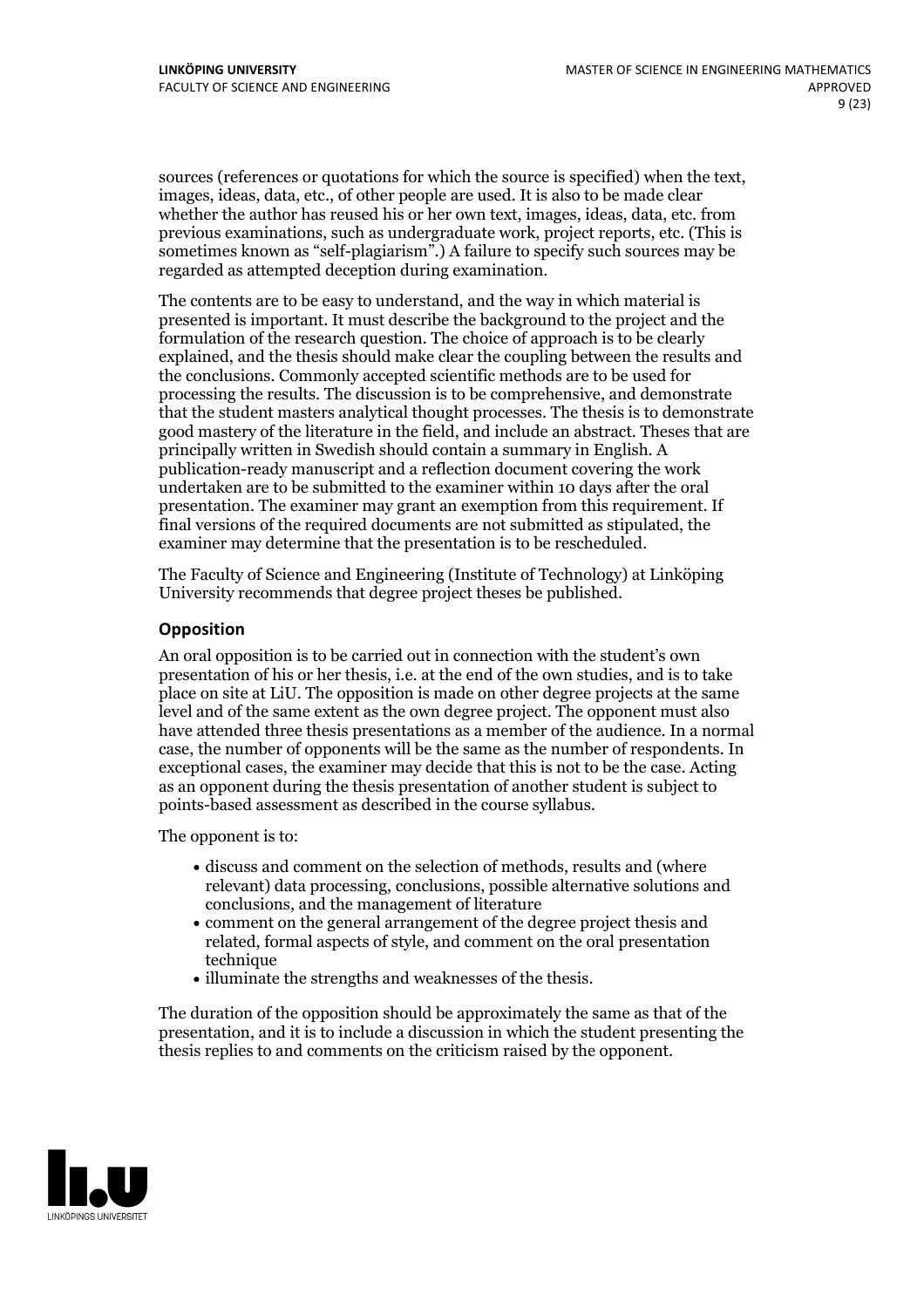sources (references or quotations for which the source is specified) when the text, images, ideas, data, etc., of other people are used. It is also to be made clear whether the author has reused his or her own text, images, ideas, data, etc. from previous examinations, such as undergraduate work, project reports, etc. (This is sometimes known as "self-plagiarism".) A failure to specify such sources may be regarded as attempted deception during examination.

The contents are to be easy to understand, and the way in which material is presented is important. It must describe the background to the project and the formulation of the research question. The choice of approach is to be clearly explained, and the thesis should make clear the coupling between the results and the conclusions. Commonly accepted scientific methods are to be used for processing the results. The discussion is to be comprehensive, and demonstrate that the student masters analytical thought processes. The thesis is to demonstrate good mastery of the literature in the field, and include an abstract. Theses that are principally written in Swedish should contain a summary in English. A publication-ready manuscript and a reflection document covering the work undertaken are to be submitted to the examiner within 10 days after the oral presentation. The examiner may grant an exemption from this requirement. If final versions of the required documents are not submitted as stipulated, the examiner may determine that the presentation is to be rescheduled.

The Faculty of Science and Engineering (Institute of Technology) at Linköping University recommends that degree project theses be published.

### Opposition

An oral opposition is to be carried out in connection with the student's own presentation of his or her thesis, i.e. at the end of the own studies, and is to take place on site at LiU. The opposition is made on other degree projects at the same level and of the same extent as the own degree project. The opponent must also have attended three thesis presentations as a member of the audience. In a normal case, the number of opponents will be the same as the number of respondents. In exceptional cases, the examiner may decide that this is not to be the case. Acting as an opponent during the thesis presentation of another student is subject to points-based assessment as described in the course syllabus.

The opponent is to:

- discuss and comment on the selection of methods, results and (where relevant) data processing, conclusions, possible alternative solutions and conclusions, and the management of literature
- comment on the general arrangement of the degree project thesis and related, formal aspects of style, and comment on the oral presentation technique
- illuminate the strengths and weaknesses of the thesis.

The duration of the opposition should be approximately the same as that of the presentation, and it is to include a discussion in which the student presenting the thesis replies to and comments on the criticism raised by the opponent.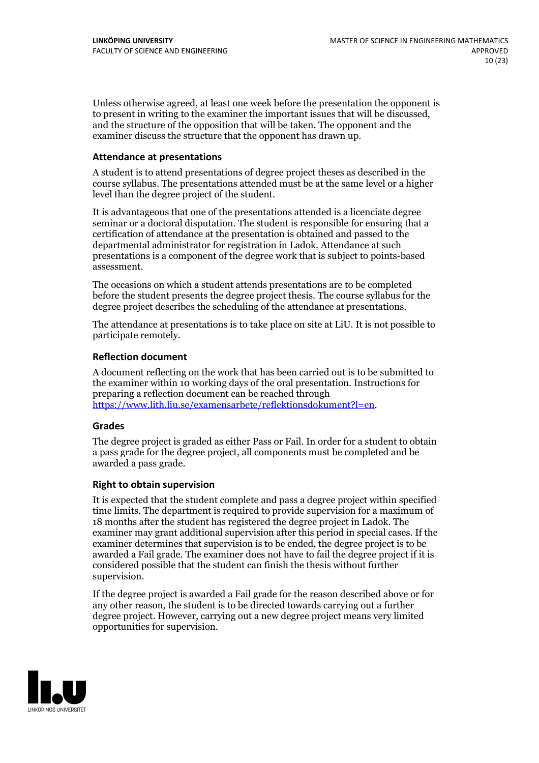Unless otherwise agreed, at least one week before the presentation the opponent is to present in writing to the examiner the important issues that will be discussed, and the structure of the opposition that will be taken. The opponent and the examiner discuss the structure that the opponent has drawn up.

### Attendance at presentations

A student is to attend presentations of degree project theses as described in the course syllabus. The presentations attended must be at the same level or a higher level than the degree project of the student.

It is advantageous that one of the presentations attended is a licenciate degree seminar or a doctoral disputation. The student is responsible for ensuring that a certification of attendance at the presentation is obtained and passed to the departmental administrator for registration in Ladok. Attendance at such presentations is a component of the degree work that is subject to points-based assessment.

The occasions on which a student attends presentations are to be completed before the student presents the degree project thesis. The course syllabus for the degree project describes the scheduling of the attendance at presentations.

The attendance at presentations is to take place on site at LiU. It is not possible to participate remotely.

### Reflection document

A document reflecting on the work that has been carried out is to be submitted to the examiner within 10 working days of the oral presentation. Instructions for preparing a reflection document can be reached through https://www.lith.liu.se/examensarbete/reflektionsdokument?l=en.

### Grades

The degree project is graded as either Pass or Fail. In order for a student to obtain a pass grade for the degree project, all components must be completed and be awarded a pass grade.

### Right to obtain supervision

It is expected that the student complete and pass a degree project within specified time limits. The department is required to provide supervision for a maximum of 18 months after the student has registered the degree project in Ladok. The examiner may grant additional supervision after this period in special cases. If the examiner determines that supervision is to be ended, the degree project is to be awarded a Fail grade. The examiner does not have to fail the degree project if it is considered possible that the student can finish the thesis without further supervision.

If the degree project is awarded a Fail grade for the reason described above or for any other reason, the student is to be directed towards carrying out a further degree project. However, carrying out a new degree project means very limited opportunities for supervision.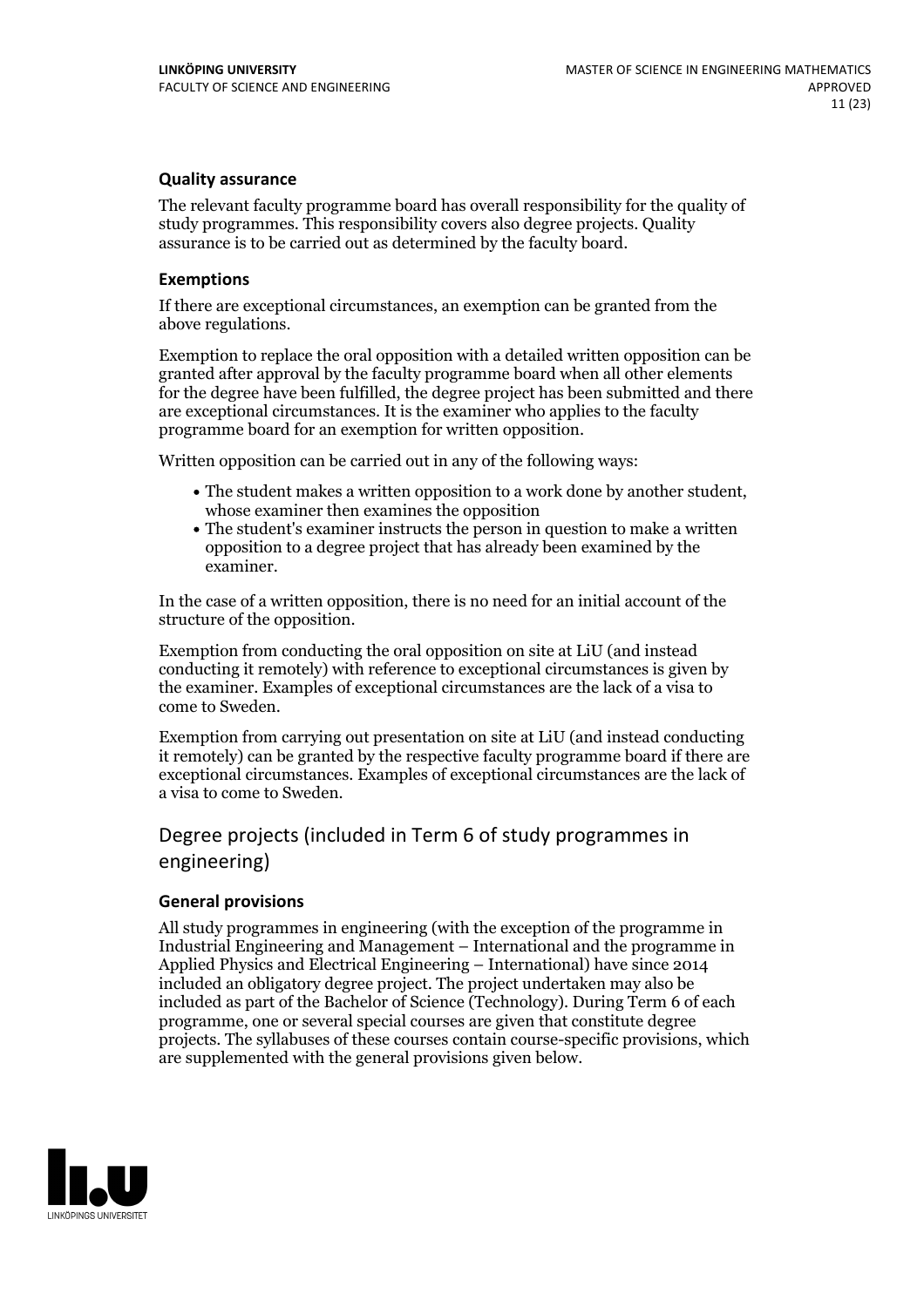### Quality assurance

The relevant faculty programme board has overall responsibility for the quality of study programmes. This responsibility covers also degree projects. Quality assurance is to be carried out as determined by the faculty board.

### Exemptions

If there are exceptional circumstances, an exemption can be granted from the above regulations.

Exemption to replace the oral opposition with a detailed written opposition can be granted after approval by the faculty programme board when all other elements for the degree have been fulfilled, the degree project has been submitted and there are exceptional circumstances. It is the examiner who applies to the faculty programme board for an exemption for written opposition.

Written opposition can be carried out in any of the following ways:

- The student makes a written opposition to a work done by another student, whose examiner then examines the opposition
- The student's examiner instructs the person in question to make a written opposition to a degree project that has already been examined by the examiner.

In the case of a written opposition, there is no need for an initial account of the structure of the opposition.

Exemption from conducting the oral opposition on site at LiU (and instead conducting it remotely) with reference to exceptional circumstances is given by the examiner. Examples of exceptional circumstances are the lack of a visa to come to Sweden.

Exemption from carrying out presentation on site at LiU (and instead conducting it remotely) can be granted by the respective faculty programme board if there are exceptional circumstances. Examples of exceptional circumstances are the lack of a visa to come to Sweden.

## Degree projects (included in Term 6 of study programmes in engineering)

### General provisions

All study programmes in engineering (with the exception of the programme in Industrial Engineering and Management – International and the programme in Applied Physics and Electrical Engineering – International) have since 2014 included an obligatory degree project. The project undertaken may also be included as part of the Bachelor of Science (Technology). During Term 6 of each programme, one or several special courses are given that constitute degree projects. The syllabuses of these courses contain course-specific provisions, which are supplemented with the general provisions given below.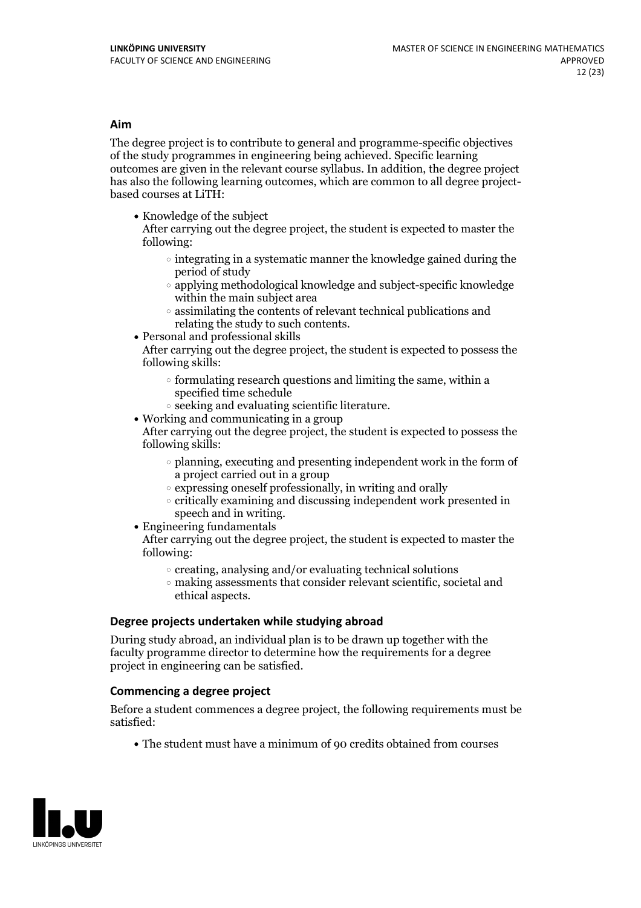### Aim

The degree project is to contribute to general and programme-specific objectives of the study programmes in engineering being achieved. Specific learning outcomes are given in the relevant course syllabus. In addition, the degree project has also the following learning outcomes, which are common to all degree project-based courses at LiTH:

- Knowledge of the subject
  After carrying out the degree project, the student is expected to master the following:
    - integrating in a systematic manner the knowledge gained during the period of study
    - applying methodological knowledge and subject-specific knowledge within the main subject area
    - assimilating the contents of relevant technical publications and relating the study to such contents.
- Personal and professional skills
  After carrying out the degree project, the student is expected to possess the following skills:
    - formulating research questions and limiting the same, within a specified time schedule
    - seeking and evaluating scientific literature.
- Working and communicating in a group
  After carrying out the degree project, the student is expected to possess the following skills:
    - planning, executing and presenting independent work in the form of a project carried out in a group
    - expressing oneself professionally, in writing and orally
    - critically examining and discussing independent work presented in speech and in writing.
- Engineering fundamentals
  After carrying out the degree project, the student is expected to master the following:
    - creating, analysing and/or evaluating technical solutions
    - making assessments that consider relevant scientific, societal and ethical aspects.

### Degree projects undertaken while studying abroad

During study abroad, an individual plan is to be drawn up together with the faculty programme director to determine how the requirements for a degree project in engineering can be satisfied.

### Commencing a degree project

Before a student commences a degree project, the following requirements must be satisfied:

- The student must have a minimum of 90 credits obtained from courses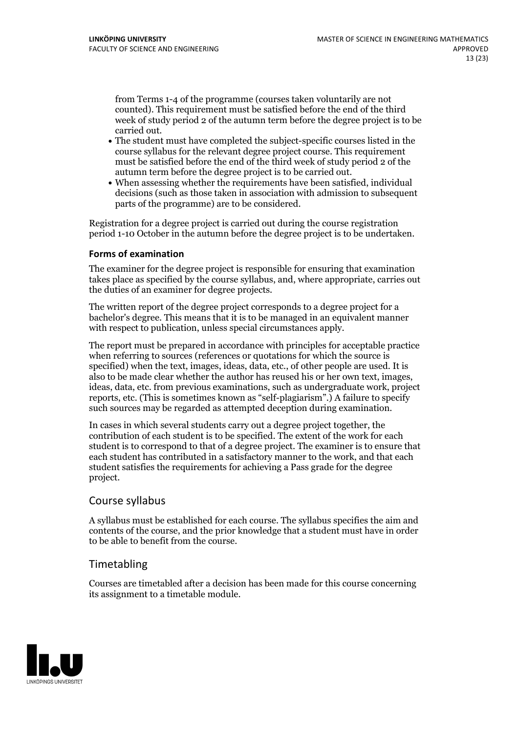from Terms 1-4 of the programme (courses taken voluntarily are not counted). This requirement must be satisfied before the end of the third week of study period 2 of the autumn term before the degree project is to be carried out.

- The student must have completed the subject-specific courses listed in the course syllabus for the relevant degree project course. This requirement must be satisfied before the end of the third week of study period 2 of the autumn term before the degree project is to be carried out.
- When assessing whether the requirements have been satisfied, individual decisions (such as those taken in association with admission to subsequent parts of the programme) are to be considered.

Registration for a degree project is carried out during the course registration period 1-10 October in the autumn before the degree project is to be undertaken.

**Forms of examination**

The examiner for the degree project is responsible for ensuring that examination takes place as specified by the course syllabus, and, where appropriate, carries out the duties of an examiner for degree projects.

The written report of the degree project corresponds to a degree project for a bachelor's degree. This means that it is to be managed in an equivalent manner with respect to publication, unless special circumstances apply.

The report must be prepared in accordance with principles for acceptable practice when referring to sources (references or quotations for which the source is specified) when the text, images, ideas, data, etc., of other people are used. It is also to be made clear whether the author has reused his or her own text, images, ideas, data, etc. from previous examinations, such as undergraduate work, project reports, etc. (This is sometimes known as "self-plagiarism".) A failure to specify such sources may be regarded as attempted deception during examination.

In cases in which several students carry out a degree project together, the contribution of each student is to be specified. The extent of the work for each student is to correspond to that of a degree project. The examiner is to ensure that each student has contributed in a satisfactory manner to the work, and that each student satisfies the requirements for achieving a Pass grade for the degree project.

## Course syllabus

A syllabus must be established for each course. The syllabus specifies the aim and contents of the course, and the prior knowledge that a student must have in order to be able to benefit from the course.

## Timetabling

Courses are timetabled after a decision has been made for this course concerning its assignment to a timetable module.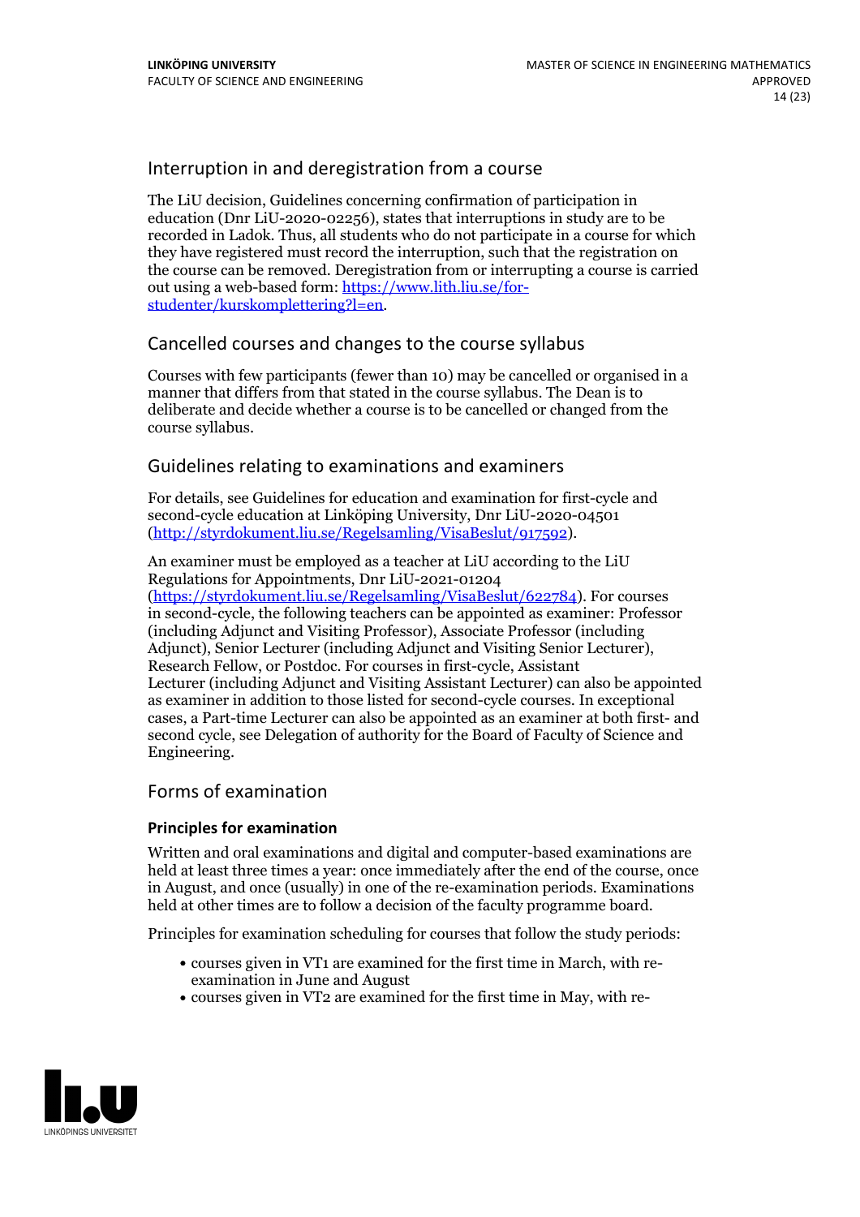## Interruption in and deregistration from a course

The LiU decision, Guidelines concerning confirmation of participation in education (Dnr LiU-2020-02256), states that interruptions in study are to be recorded in Ladok. Thus, all students who do not participate in a course for which they have registered must record the interruption, such that the registration on the course can be removed. Deregistration from or interrupting a course is carried out using a web-based form: [https://www.lith.liu.se/for-studenter/kurskomplettering?l=en](https://www.lith.liu.se/for-studenter/kurskomplettering?l=en).

## Cancelled courses and changes to the course syllabus

Courses with few participants (fewer than 10) may be cancelled or organised in a manner that differs from that stated in the course syllabus. The Dean is to deliberate and decide whether a course is to be cancelled or changed from the course syllabus.

## Guidelines relating to examinations and examiners

For details, see Guidelines for education and examination for first-cycle and second-cycle education at Linköping University, Dnr LiU-2020-04501 ([http://styrdokument.liu.se/Regelsamling/VisaBeslut/917592](http://styrdokument.liu.se/Regelsamling/VisaBeslut/917592)).

An examiner must be employed as a teacher at LiU according to the LiU Regulations for Appointments, Dnr LiU-2021-01204 ([https://styrdokument.liu.se/Regelsamling/VisaBeslut/622784](https://styrdokument.liu.se/Regelsamling/VisaBeslut/622784)). For courses in second-cycle, the following teachers can be appointed as examiner: Professor (including Adjunct and Visiting Professor), Associate Professor (including Adjunct), Senior Lecturer (including Adjunct and Visiting Senior Lecturer), Research Fellow, or Postdoc. For courses in first-cycle, Assistant Lecturer (including Adjunct and Visiting Assistant Lecturer) can also be appointed as examiner in addition to those listed for second-cycle courses. In exceptional cases, a Part-time Lecturer can also be appointed as an examiner at both first- and second cycle, see Delegation of authority for the Board of Faculty of Science and Engineering.

## Forms of examination

### Principles for examination

Written and oral examinations and digital and computer-based examinations are held at least three times a year: once immediately after the end of the course, once in August, and once (usually) in one of the re-examination periods. Examinations held at other times are to follow a decision of the faculty programme board.

Principles for examination scheduling for courses that follow the study periods:

- courses given in VT1 are examined for the first time in March, with re-examination in June and August
- courses given in VT2 are examined for the first time in May, with re-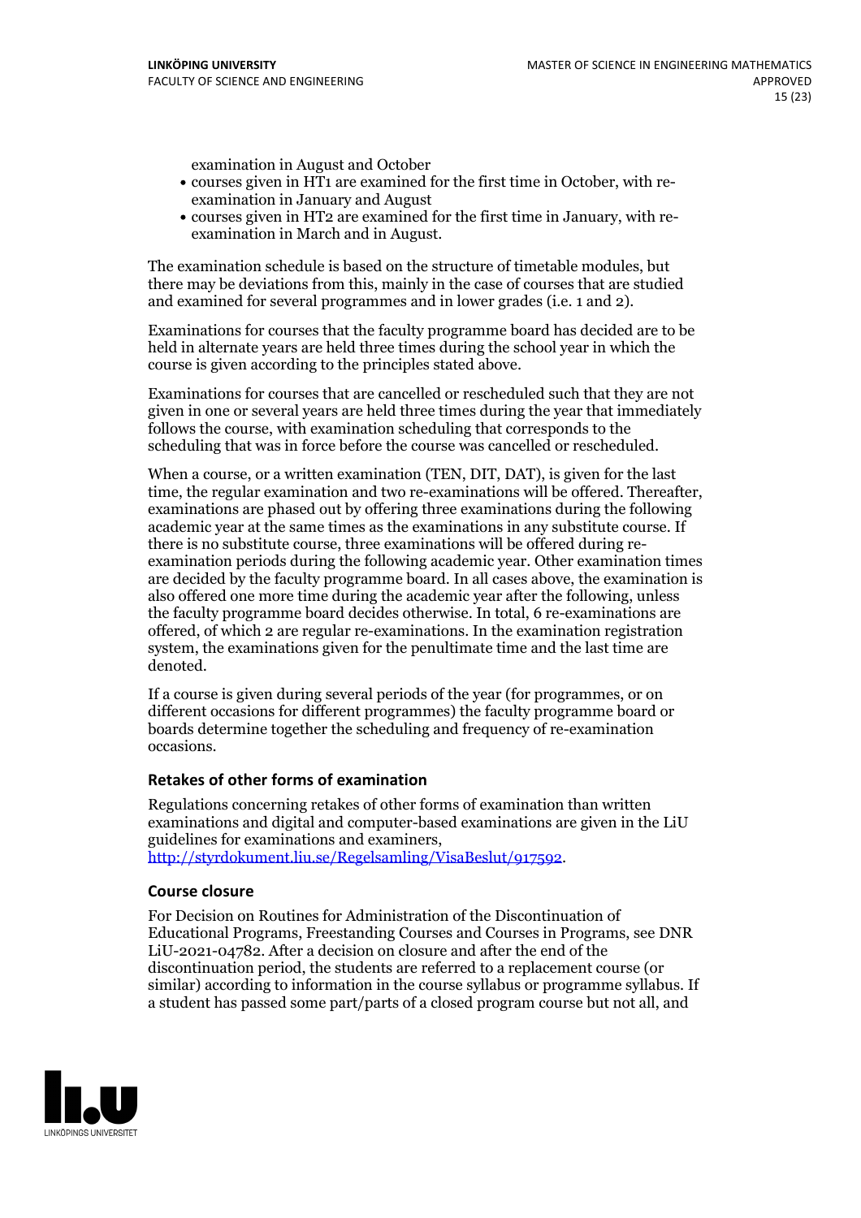examination in August and October

- courses given in HT1 are examined for the first time in October, with re-examination in January and August
- courses given in HT2 are examined for the first time in January, with re-examination in March and in August.

The examination schedule is based on the structure of timetable modules, but there may be deviations from this, mainly in the case of courses that are studied and examined for several programmes and in lower grades (i.e. 1 and 2).

Examinations for courses that the faculty programme board has decided are to be held in alternate years are held three times during the school year in which the course is given according to the principles stated above.

Examinations for courses that are cancelled or rescheduled such that they are not given in one or several years are held three times during the year that immediately follows the course, with examination scheduling that corresponds to the scheduling that was in force before the course was cancelled or rescheduled.

When a course, or a written examination (TEN, DIT, DAT), is given for the last time, the regular examination and two re-examinations will be offered. Thereafter, examinations are phased out by offering three examinations during the following academic year at the same times as the examinations in any substitute course. If there is no substitute course, three examinations will be offered during re-examination periods during the following academic year. Other examination times are decided by the faculty programme board. In all cases above, the examination is also offered one more time during the academic year after the following, unless the faculty programme board decides otherwise. In total, 6 re-examinations are offered, of which 2 are regular re-examinations. In the examination registration system, the examinations given for the penultimate time and the last time are denoted.

If a course is given during several periods of the year (for programmes, or on different occasions for different programmes) the faculty programme board or boards determine together the scheduling and frequency of re-examination occasions.

### Retakes of other forms of examination

Regulations concerning retakes of other forms of examination than written examinations and digital and computer-based examinations are given in the LiU guidelines for examinations and examiners, http://styrdokument.liu.se/Regelsamling/VisaBeslut/917592.

### Course closure

For Decision on Routines for Administration of the Discontinuation of Educational Programs, Freestanding Courses and Courses in Programs, see DNR LiU-2021-04782. After a decision on closure and after the end of the discontinuation period, the students are referred to a replacement course (or similar) according to information in the course syllabus or programme syllabus. If a student has passed some part/parts of a closed program course but not all, and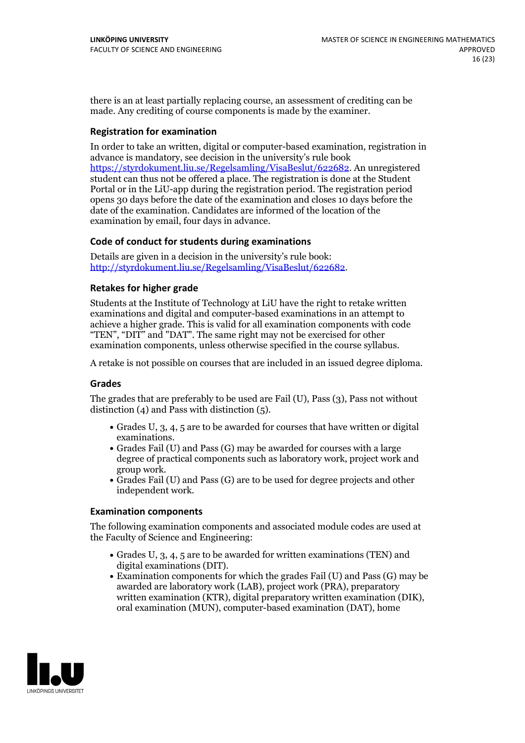there is an at least partially replacing course, an assessment of crediting can be made. Any crediting of course components is made by the examiner.

### Registration for examination

In order to take an written, digital or computer-based examination, registration in advance is mandatory, see decision in the university's rule book https://styrdokument.liu.se/Regelsamling/VisaBeslut/622682. An unregistered student can thus not be offered a place. The registration is done at the Student Portal or in the LiU-app during the registration period. The registration period opens 30 days before the date of the examination and closes 10 days before the date of the examination. Candidates are informed of the location of the examination by email, four days in advance.

### Code of conduct for students during examinations

Details are given in a decision in the university's rule book: http://styrdokument.liu.se/Regelsamling/VisaBeslut/622682.

### Retakes for higher grade

Students at the Institute of Technology at LiU have the right to retake written examinations and digital and computer-based examinations in an attempt to achieve a higher grade. This is valid for all examination components with code "TEN", "DIT" and "DAT". The same right may not be exercised for other examination components, unless otherwise specified in the course syllabus.

A retake is not possible on courses that are included in an issued degree diploma.

### Grades

The grades that are preferably to be used are Fail (U), Pass (3), Pass not without distinction (4) and Pass with distinction (5).

- Grades U, 3, 4, 5 are to be awarded for courses that have written or digital examinations.
- Grades Fail (U) and Pass (G) may be awarded for courses with a large degree of practical components such as laboratory work, project work and group work.
- Grades Fail (U) and Pass (G) are to be used for degree projects and other independent work.

### Examination components

The following examination components and associated module codes are used at the Faculty of Science and Engineering:

- Grades U, 3, 4, 5 are to be awarded for written examinations (TEN) and digital examinations (DIT).
- Examination components for which the grades Fail (U) and Pass (G) may be awarded are laboratory work (LAB), project work (PRA), preparatory written examination (KTR), digital preparatory written examination (DIK), oral examination (MUN), computer-based examination (DAT), home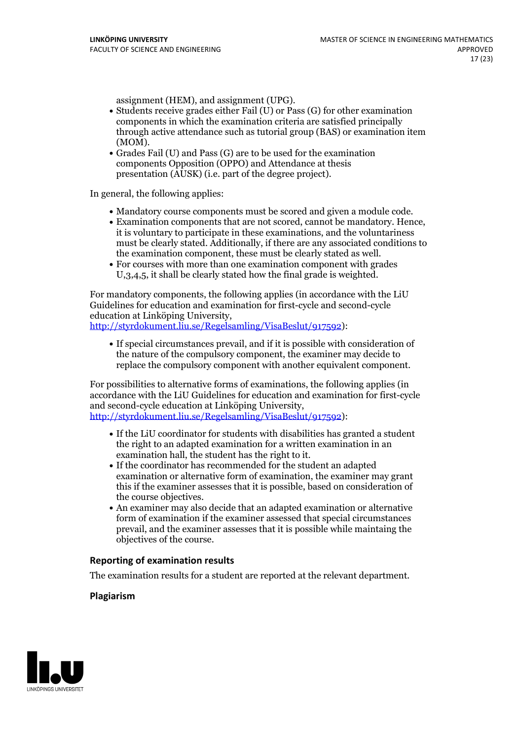assignment (HEM), and assignment (UPG).

- Students receive grades either Fail (U) or Pass (G) for other examination components in which the examination criteria are satisfied principally through active attendance such as tutorial group (BAS) or examination item (MOM).
- Grades Fail (U) and Pass (G) are to be used for the examination components Opposition (OPPO) and Attendance at thesis presentation (AUSK) (i.e. part of the degree project).

In general, the following applies:

- Mandatory course components must be scored and given a module code.
- Examination components that are not scored, cannot be mandatory. Hence, it is voluntary to participate in these examinations, and the voluntariness must be clearly stated. Additionally, if there are any associated conditions to the examination component, these must be clearly stated as well.
- For courses with more than one examination component with grades U,3,4,5, it shall be clearly stated how the final grade is weighted.

For mandatory components, the following applies (in accordance with the LiU Guidelines for education and examination for first-cycle and second-cycle education at Linköping University, [http://styrdokument.liu.se/Regelsamling/VisaBeslut/917592](http://styrdokument.liu.se/Regelsamling/VisaBeslut/917592)):

- If special circumstances prevail, and if it is possible with consideration of the nature of the compulsory component, the examiner may decide to replace the compulsory component with another equivalent component.

For possibilities to alternative forms of examinations, the following applies (in accordance with the LiU Guidelines for education and examination for first-cycle and second-cycle education at Linköping University, [http://styrdokument.liu.se/Regelsamling/VisaBeslut/917592](http://styrdokument.liu.se/Regelsamling/VisaBeslut/917592)):

- If the LiU coordinator for students with disabilities has granted a student the right to an adapted examination for a written examination in an examination hall, the student has the right to it.
- If the coordinator has recommended for the student an adapted examination or alternative form of examination, the examiner may grant this if the examiner assesses that it is possible, based on consideration of the course objectives.
- An examiner may also decide that an adapted examination or alternative form of examination if the examiner assessed that special circumstances prevail, and the examiner assesses that it is possible while maintaing the objectives of the course.

### Reporting of examination results

The examination results for a student are reported at the relevant department.

### Plagiarism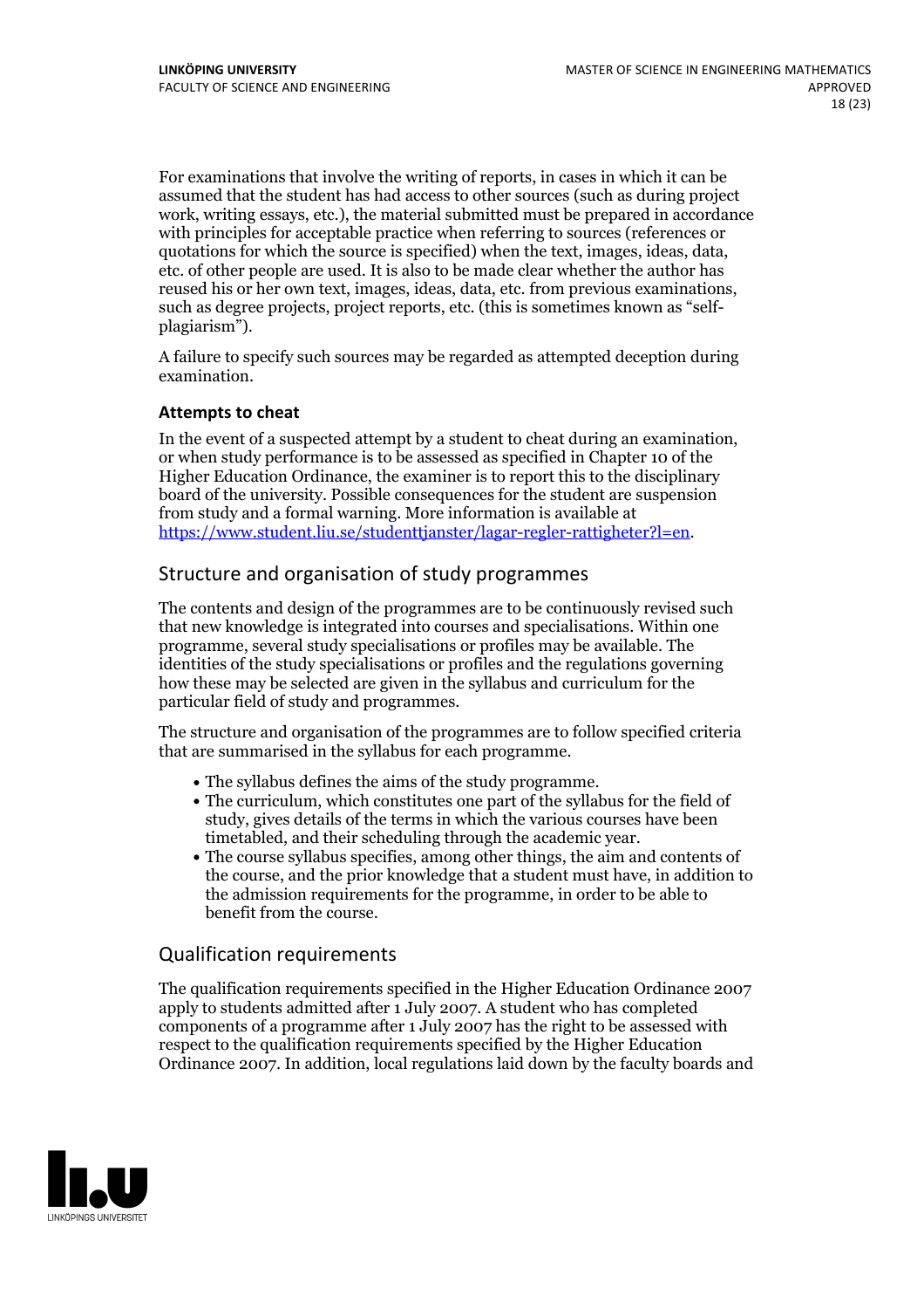For examinations that involve the writing of reports, in cases in which it can be assumed that the student has had access to other sources (such as during project work, writing essays, etc.), the material submitted must be prepared in accordance with principles for acceptable practice when referring to sources (references or quotations for which the source is specified) when the text, images, ideas, data, etc. of other people are used. It is also to be made clear whether the author has reused his or her own text, images, ideas, data, etc. from previous examinations, such as degree projects, project reports, etc. (this is sometimes known as "self-plagiarism").

A failure to specify such sources may be regarded as attempted deception during examination.

### Attempts to cheat

In the event of a suspected attempt by a student to cheat during an examination, or when study performance is to be assessed as specified in Chapter 10 of the Higher Education Ordinance, the examiner is to report this to the disciplinary board of the university. Possible consequences for the student are suspension from study and a formal warning. More information is available at https://www.student.liu.se/studenttjanster/lagar-regler-rattigheter?l=en.

## Structure and organisation of study programmes

The contents and design of the programmes are to be continuously revised such that new knowledge is integrated into courses and specialisations. Within one programme, several study specialisations or profiles may be available. The identities of the study specialisations or profiles and the regulations governing how these may be selected are given in the syllabus and curriculum for the particular field of study and programmes.

The structure and organisation of the programmes are to follow specified criteria that are summarised in the syllabus for each programme.

- The syllabus defines the aims of the study programme.
- The curriculum, which constitutes one part of the syllabus for the field of study, gives details of the terms in which the various courses have been timetabled, and their scheduling through the academic year.
- The course syllabus specifies, among other things, the aim and contents of the course, and the prior knowledge that a student must have, in addition to the admission requirements for the programme, in order to be able to benefit from the course.

## Qualification requirements

The qualification requirements specified in the Higher Education Ordinance 2007 apply to students admitted after 1 July 2007. A student who has completed components of a programme after 1 July 2007 has the right to be assessed with respect to the qualification requirements specified by the Higher Education Ordinance 2007. In addition, local regulations laid down by the faculty boards and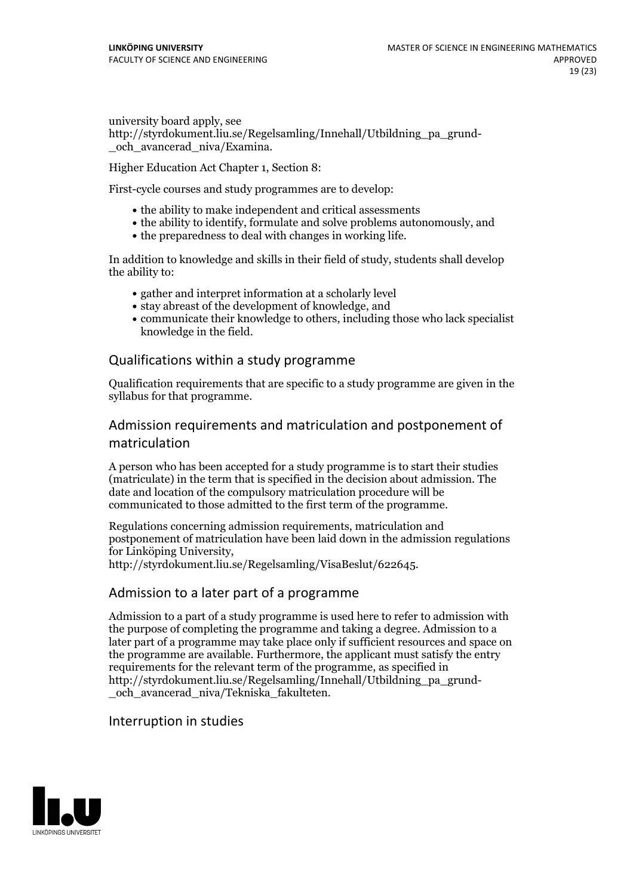university board apply, see http://styrdokument.liu.se/Regelsamling/Innehall/Utbildning_pa_grund-_och_avancerad_niva/Examina.

Higher Education Act Chapter 1, Section 8:

First-cycle courses and study programmes are to develop:

- the ability to make independent and critical assessments
- the ability to identify, formulate and solve problems autonomously, and
- the preparedness to deal with changes in working life.

In addition to knowledge and skills in their field of study, students shall develop the ability to:

- gather and interpret information at a scholarly level
- stay abreast of the development of knowledge, and
- communicate their knowledge to others, including those who lack specialist knowledge in the field.

## Qualifications within a study programme

Qualification requirements that are specific to a study programme are given in the syllabus for that programme.

## Admission requirements and matriculation and postponement of matriculation

A person who has been accepted for a study programme is to start their studies (matriculate) in the term that is specified in the decision about admission. The date and location of the compulsory matriculation procedure will be communicated to those admitted to the first term of the programme.

Regulations concerning admission requirements, matriculation and postponement of matriculation have been laid down in the admission regulations for Linköping University, http://styrdokument.liu.se/Regelsamling/VisaBeslut/622645.

## Admission to a later part of a programme

Admission to a part of a study programme is used here to refer to admission with the purpose of completing the programme and taking a degree. Admission to a later part of a programme may take place only if sufficient resources and space on the programme are available. Furthermore, the applicant must satisfy the entry requirements for the relevant term of the programme, as specified in http://styrdokument.liu.se/Regelsamling/Innehall/Utbildning_pa_grund-_och_avancerad_niva/Tekniska_fakulteten.

## Interruption in studies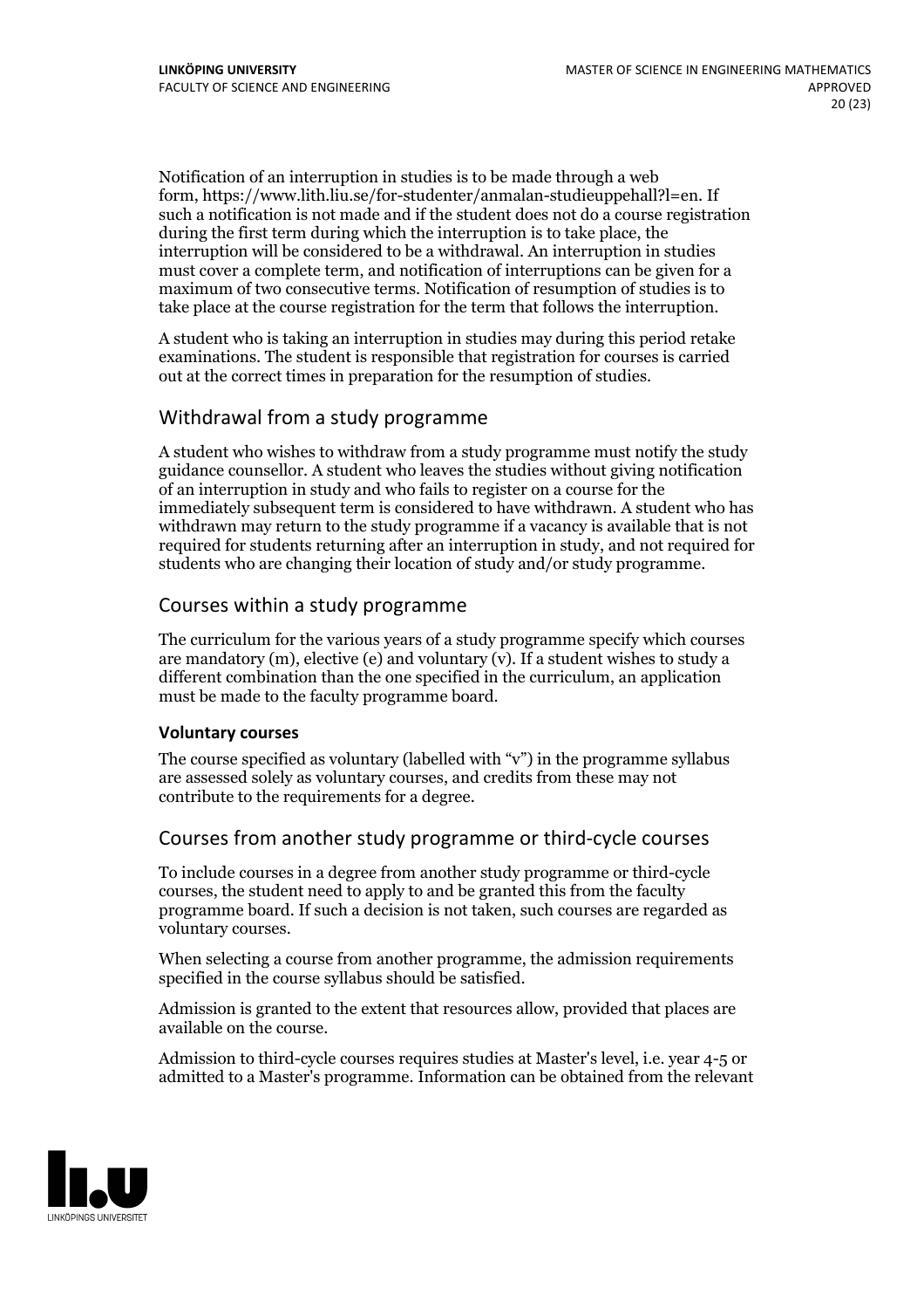Notification of an interruption in studies is to be made through a web form, https://www.lith.liu.se/for-studenter/anmalan-studieuppehall?l=en. If such a notification is not made and if the student does not do a course registration during the first term during which the interruption is to take place, the interruption will be considered to be a withdrawal. An interruption in studies must cover a complete term, and notification of interruptions can be given for a maximum of two consecutive terms. Notification of resumption of studies is to take place at the course registration for the term that follows the interruption.

A student who is taking an interruption in studies may during this period retake examinations. The student is responsible that registration for courses is carried out at the correct times in preparation for the resumption of studies.

## Withdrawal from a study programme

A student who wishes to withdraw from a study programme must notify the study guidance counsellor. A student who leaves the studies without giving notification of an interruption in study and who fails to register on a course for the immediately subsequent term is considered to have withdrawn. A student who has withdrawn may return to the study programme if a vacancy is available that is not required for students returning after an interruption in study, and not required for students who are changing their location of study and/or study programme.

## Courses within a study programme

The curriculum for the various years of a study programme specify which courses are mandatory (m), elective (e) and voluntary (v). If a student wishes to study a different combination than the one specified in the curriculum, an application must be made to the faculty programme board.

### Voluntary courses

The course specified as voluntary (labelled with "v") in the programme syllabus are assessed solely as voluntary courses, and credits from these may not contribute to the requirements for a degree.

## Courses from another study programme or third-cycle courses

To include courses in a degree from another study programme or third-cycle courses, the student need to apply to and be granted this from the faculty programme board. If such a decision is not taken, such courses are regarded as voluntary courses.

When selecting a course from another programme, the admission requirements specified in the course syllabus should be satisfied.

Admission is granted to the extent that resources allow, provided that places are available on the course.

Admission to third-cycle courses requires studies at Master's level, i.e. year 4-5 or admitted to a Master's programme. Information can be obtained from the relevant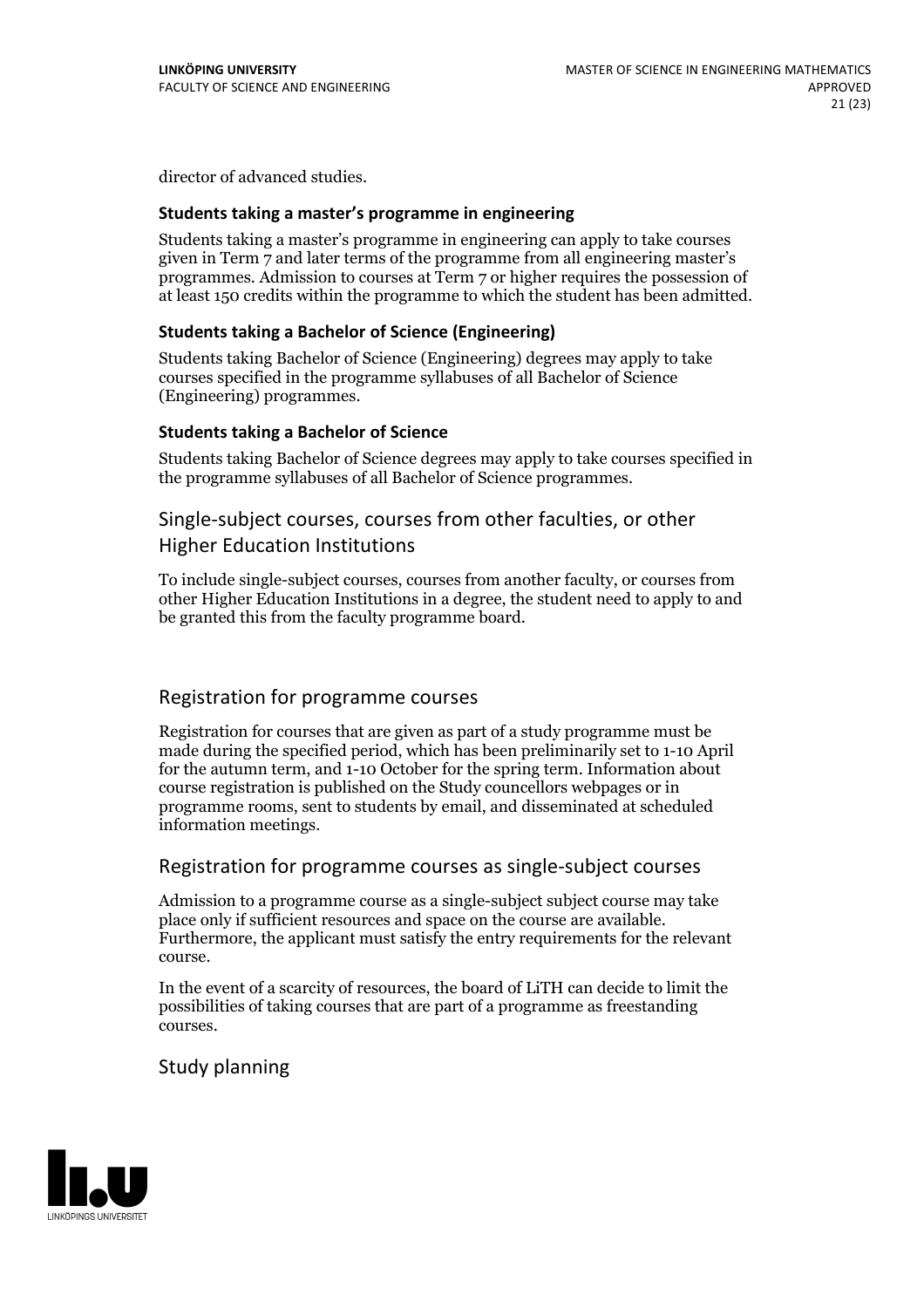director of advanced studies.

### Students taking a master's programme in engineering

Students taking a master's programme in engineering can apply to take courses given in Term 7 and later terms of the programme from all engineering master's programmes. Admission to courses at Term 7 or higher requires the possession of at least 150 credits within the programme to which the student has been admitted.

### Students taking a Bachelor of Science (Engineering)

Students taking Bachelor of Science (Engineering) degrees may apply to take courses specified in the programme syllabuses of all Bachelor of Science (Engineering) programmes.

### Students taking a Bachelor of Science

Students taking Bachelor of Science degrees may apply to take courses specified in the programme syllabuses of all Bachelor of Science programmes.

## Single-subject courses, courses from other faculties, or other Higher Education Institutions

To include single-subject courses, courses from another faculty, or courses from other Higher Education Institutions in a degree, the student need to apply to and be granted this from the faculty programme board.

## Registration for programme courses

Registration for courses that are given as part of a study programme must be made during the specified period, which has been preliminarily set to 1-10 April for the autumn term, and 1-10 October for the spring term. Information about course registration is published on the Study councellors webpages or in programme rooms, sent to students by email, and disseminated at scheduled information meetings.

## Registration for programme courses as single-subject courses

Admission to a programme course as a single-subject subject course may take place only if sufficient resources and space on the course are available. Furthermore, the applicant must satisfy the entry requirements for the relevant course.

In the event of a scarcity of resources, the board of LiTH can decide to limit the possibilities of taking courses that are part of a programme as freestanding courses.

## Study planning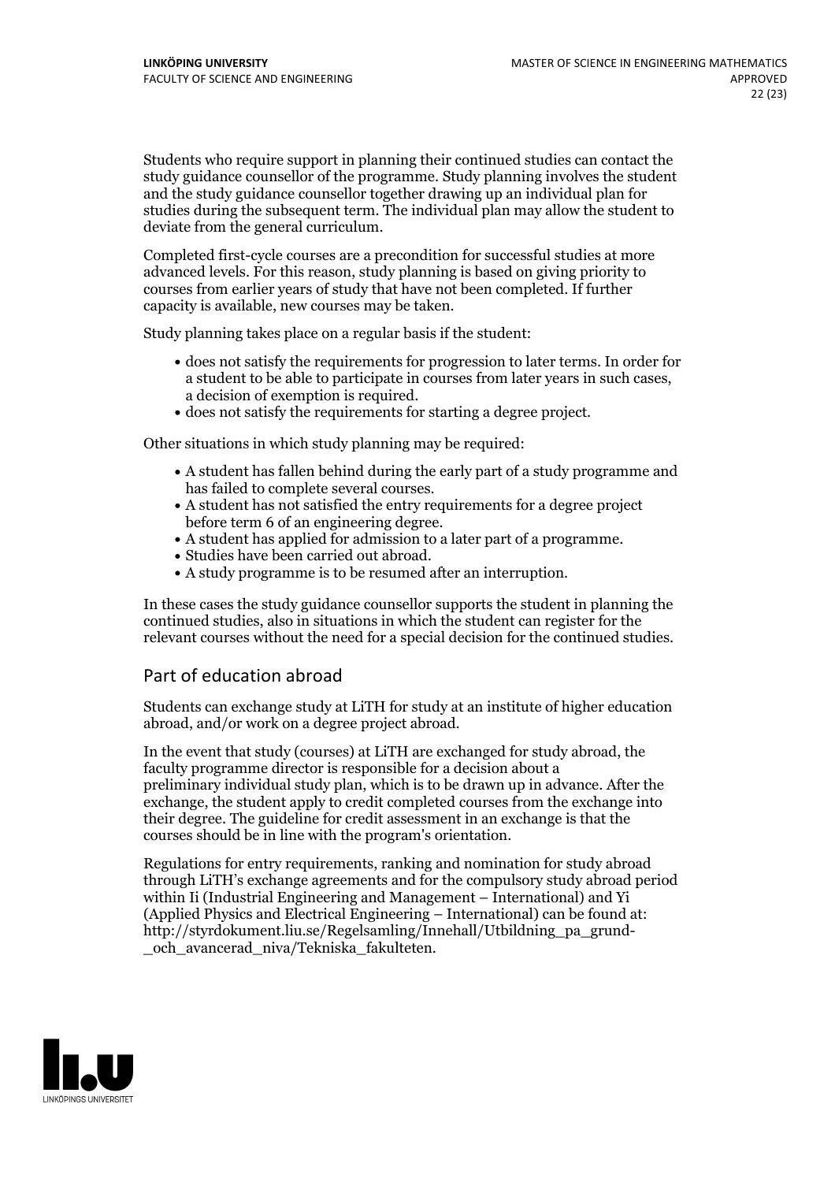Students who require support in planning their continued studies can contact the study guidance counsellor of the programme. Study planning involves the student and the study guidance counsellor together drawing up an individual plan for studies during the subsequent term. The individual plan may allow the student to deviate from the general curriculum.

Completed first-cycle courses are a precondition for successful studies at more advanced levels. For this reason, study planning is based on giving priority to courses from earlier years of study that have not been completed. If further capacity is available, new courses may be taken.

Study planning takes place on a regular basis if the student:

- does not satisfy the requirements for progression to later terms. In order for a student to be able to participate in courses from later years in such cases, a decision of exemption is required.
- does not satisfy the requirements for starting a degree project.

Other situations in which study planning may be required:

- A student has fallen behind during the early part of a study programme and has failed to complete several courses.
- A student has not satisfied the entry requirements for a degree project before term 6 of an engineering degree.
- A student has applied for admission to a later part of a programme.
- Studies have been carried out abroad.
- A study programme is to be resumed after an interruption.

In these cases the study guidance counsellor supports the student in planning the continued studies, also in situations in which the student can register for the relevant courses without the need for a special decision for the continued studies.

## Part of education abroad

Students can exchange study at LiTH for study at an institute of higher education abroad, and/or work on a degree project abroad.

In the event that study (courses) at LiTH are exchanged for study abroad, the faculty programme director is responsible for a decision about a preliminary individual study plan, which is to be drawn up in advance. After the exchange, the student apply to credit completed courses from the exchange into their degree. The guideline for credit assessment in an exchange is that the courses should be in line with the program's orientation.

Regulations for entry requirements, ranking and nomination for study abroad through LiTH's exchange agreements and for the compulsory study abroad period within Ii (Industrial Engineering and Management – International) and Yi (Applied Physics and Electrical Engineering – International) can be found at: http://styrdokument.liu.se/Regelsamling/Innehall/Utbildning_pa_grund-_och_avancerad_niva/Tekniska_fakulteten.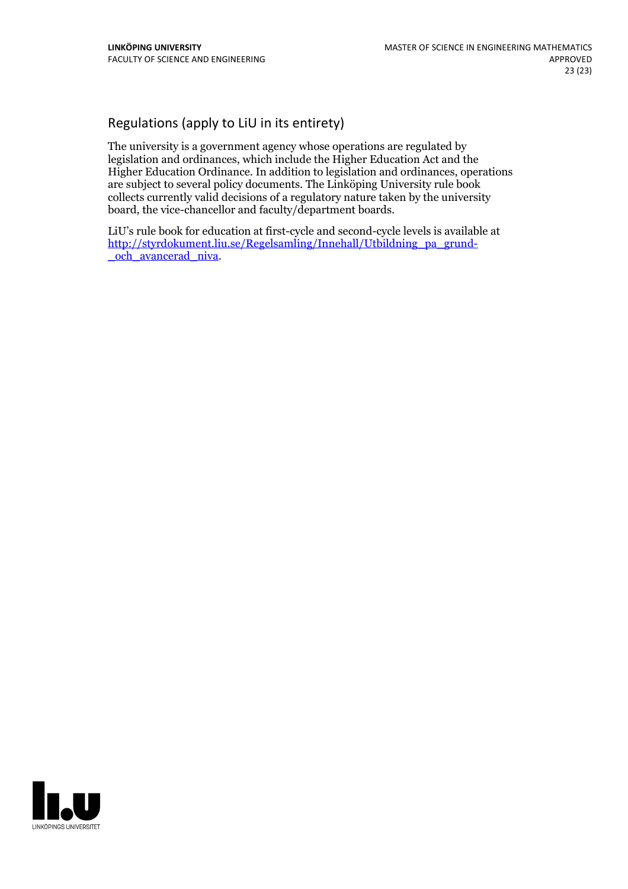## Regulations (apply to LiU in its entirety)

The university is a government agency whose operations are regulated by legislation and ordinances, which include the Higher Education Act and the Higher Education Ordinance. In addition to legislation and ordinances, operations are subject to several policy documents. The Linköping University rule book collects currently valid decisions of a regulatory nature taken by the university board, the vice-chancellor and faculty/department boards.

LiU's rule book for education at first-cycle and second-cycle levels is available at http://styrdokument.liu.se/Regelsamling/Innehall/Utbildning_pa_grund-_och_avancerad_niva.